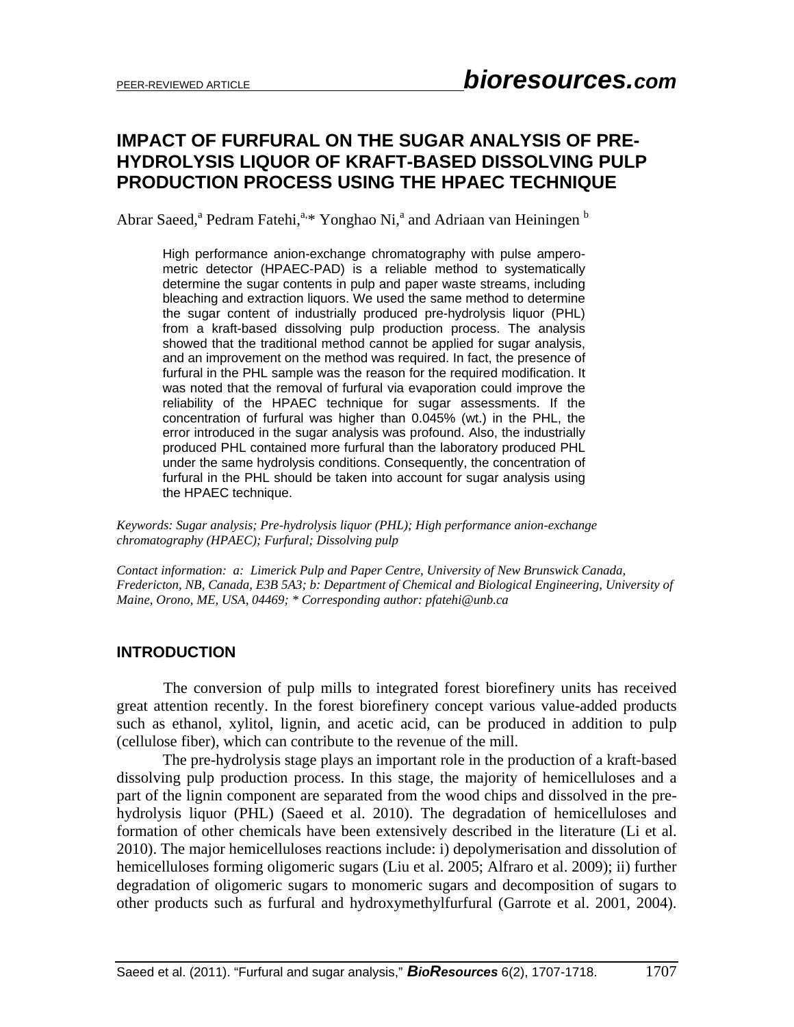# IMPACT OF FURFURAL ON THE SUGAR ANALYSIS OF PRE-HYDROLYSIS LIQUOR OF KRAFT-BASED DISSOLVING PULP PRODUCTION PROCESS USING THE HPAEC TECHNIQUE

Abrar Saeed,[a] Pedram Fatehi,[a,]* Yonghao Ni,[a] and Adriaan van Heiningen [b]

High performance anion-exchange chromatography with pulse amperometric detector (HPAEC-PAD) is a reliable method to systematically determine the sugar contents in pulp and paper waste streams, including bleaching and extraction liquors. We used the same method to determine the sugar content of industrially produced pre-hydrolysis liquor (PHL) from a kraft-based dissolving pulp production process. The analysis showed that the traditional method cannot be applied for sugar analysis, and an improvement on the method was required. In fact, the presence of furfural in the PHL sample was the reason for the required modification. It was noted that the removal of furfural via evaporation could improve the reliability of the HPAEC technique for sugar assessments. If the concentration of furfural was higher than 0.045% (wt.) in the PHL, the error introduced in the sugar analysis was profound. Also, the industrially produced PHL contained more furfural than the laboratory produced PHL under the same hydrolysis conditions. Consequently, the concentration of furfural in the PHL should be taken into account for sugar analysis using the HPAEC technique.

*Keywords: Sugar analysis; Pre-hydrolysis liquor (PHL); High performance anion-exchange chromatography (HPAEC); Furfural; Dissolving pulp*

*Contact information: a: Limerick Pulp and Paper Centre, University of New Brunswick Canada, Fredericton, NB, Canada, E3B 5A3; b: Department of Chemical and Biological Engineering, University of Maine, Orono, ME, USA, 04469; * Corresponding author: pfatehi@unb.ca*

## INTRODUCTION

The conversion of pulp mills to integrated forest biorefinery units has received great attention recently. In the forest biorefinery concept various value-added products such as ethanol, xylitol, lignin, and acetic acid, can be produced in addition to pulp (cellulose fiber), which can contribute to the revenue of the mill.

The pre-hydrolysis stage plays an important role in the production of a kraft-based dissolving pulp production process. In this stage, the majority of hemicelluloses and a part of the lignin component are separated from the wood chips and dissolved in the pre-hydrolysis liquor (PHL) (Saeed et al. 2010). The degradation of hemicelluloses and formation of other chemicals have been extensively described in the literature (Li et al. 2010). The major hemicelluloses reactions include: i) depolymerisation and dissolution of hemicelluloses forming oligomeric sugars (Liu et al. 2005; Alfraro et al. 2009); ii) further degradation of oligomeric sugars to monomeric sugars and decomposition of sugars to other products such as furfural and hydroxymethylfurfural (Garrote et al. 2001, 2004).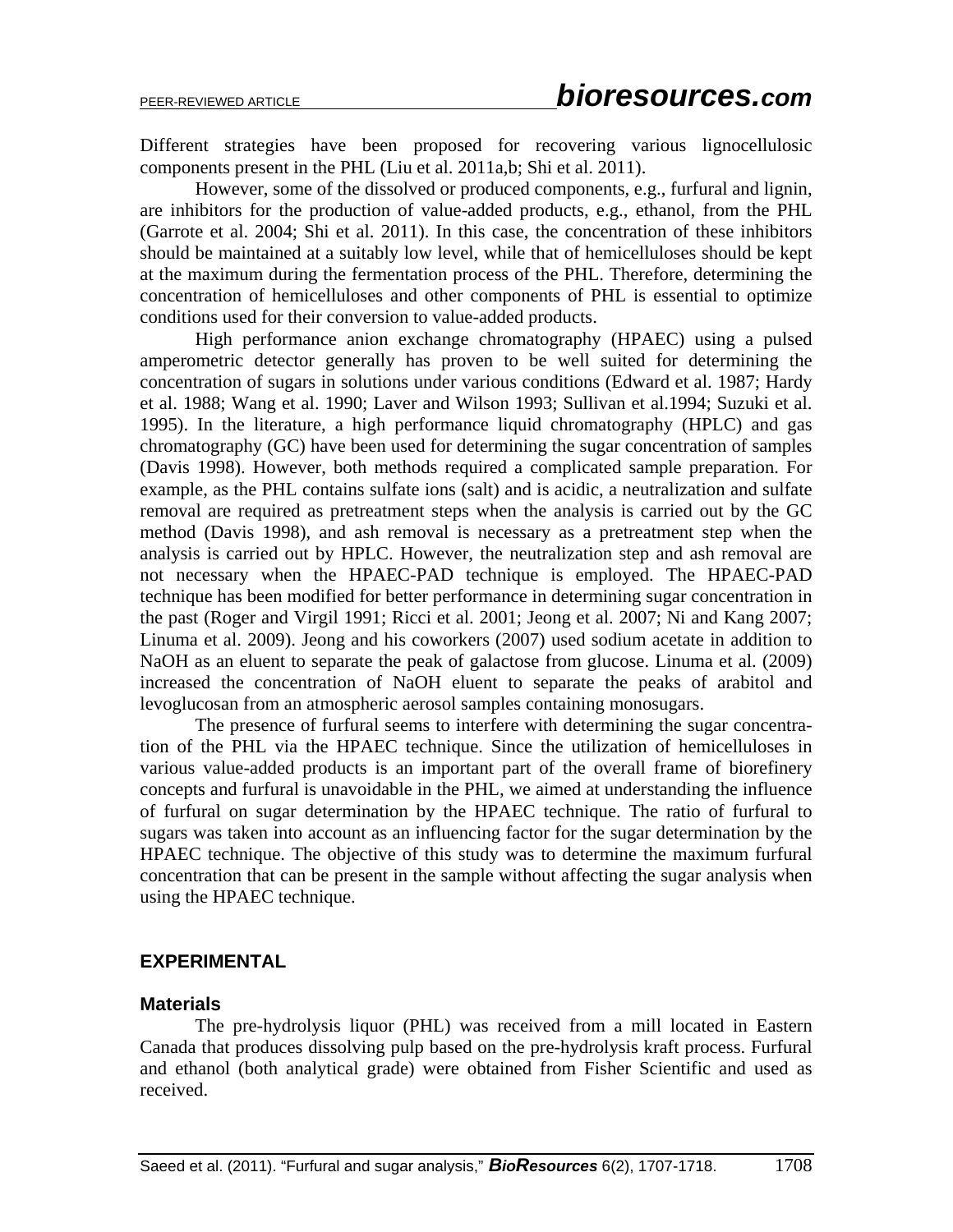Different strategies have been proposed for recovering various lignocellulosic components present in the PHL (Liu et al. 2011a,b; Shi et al. 2011).

However, some of the dissolved or produced components, e.g., furfural and lignin, are inhibitors for the production of value-added products, e.g., ethanol, from the PHL (Garrote et al. 2004; Shi et al. 2011). In this case, the concentration of these inhibitors should be maintained at a suitably low level, while that of hemicelluloses should be kept at the maximum during the fermentation process of the PHL. Therefore, determining the concentration of hemicelluloses and other components of PHL is essential to optimize conditions used for their conversion to value-added products.

High performance anion exchange chromatography (HPAEC) using a pulsed amperometric detector generally has proven to be well suited for determining the concentration of sugars in solutions under various conditions (Edward et al. 1987; Hardy et al. 1988; Wang et al. 1990; Laver and Wilson 1993; Sullivan et al.1994; Suzuki et al. 1995). In the literature, a high performance liquid chromatography (HPLC) and gas chromatography (GC) have been used for determining the sugar concentration of samples (Davis 1998). However, both methods required a complicated sample preparation. For example, as the PHL contains sulfate ions (salt) and is acidic, a neutralization and sulfate removal are required as pretreatment steps when the analysis is carried out by the GC method (Davis 1998), and ash removal is necessary as a pretreatment step when the analysis is carried out by HPLC. However, the neutralization step and ash removal are not necessary when the HPAEC-PAD technique is employed. The HPAEC-PAD technique has been modified for better performance in determining sugar concentration in the past (Roger and Virgil 1991; Ricci et al. 2001; Jeong et al. 2007; Ni and Kang 2007; Linuma et al. 2009). Jeong and his coworkers (2007) used sodium acetate in addition to NaOH as an eluent to separate the peak of galactose from glucose. Linuma et al. (2009) increased the concentration of NaOH eluent to separate the peaks of arabitol and levoglucosan from an atmospheric aerosol samples containing monosugars.

The presence of furfural seems to interfere with determining the sugar concentration of the PHL via the HPAEC technique. Since the utilization of hemicelluloses in various value-added products is an important part of the overall frame of biorefinery concepts and furfural is unavoidable in the PHL, we aimed at understanding the influence of furfural on sugar determination by the HPAEC technique. The ratio of furfural to sugars was taken into account as an influencing factor for the sugar determination by the HPAEC technique. The objective of this study was to determine the maximum furfural concentration that can be present in the sample without affecting the sugar analysis when using the HPAEC technique.

## EXPERIMENTAL

### Materials

The pre-hydrolysis liquor (PHL) was received from a mill located in Eastern Canada that produces dissolving pulp based on the pre-hydrolysis kraft process. Furfural and ethanol (both analytical grade) were obtained from Fisher Scientific and used as received.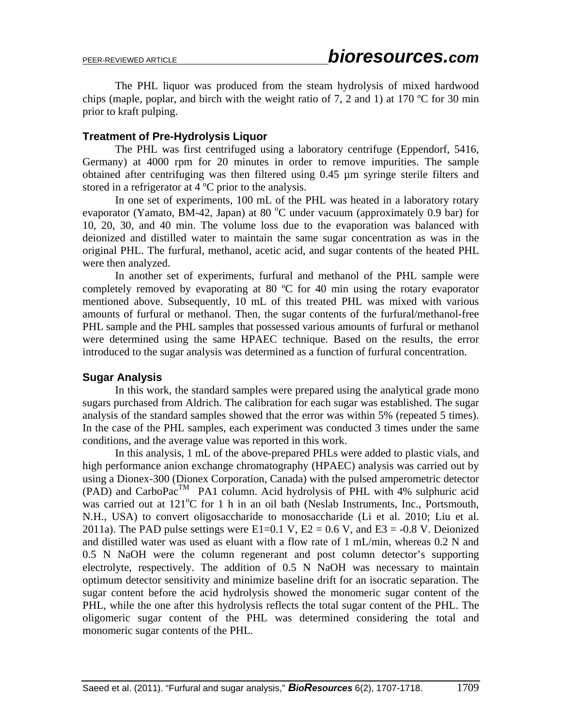The PHL liquor was produced from the steam hydrolysis of mixed hardwood chips (maple, poplar, and birch with the weight ratio of 7, 2 and 1) at 170 ºC for 30 min prior to kraft pulping.

### Treatment of Pre-Hydrolysis Liquor

The PHL was first centrifuged using a laboratory centrifuge (Eppendorf, 5416, Germany) at 4000 rpm for 20 minutes in order to remove impurities. The sample obtained after centrifuging was then filtered using 0.45 µm syringe sterile filters and stored in a refrigerator at 4 ºC prior to the analysis.

In one set of experiments, 100 mL of the PHL was heated in a laboratory rotary evaporator (Yamato, BM-42, Japan) at 80 $^{o}$C under vacuum (approximately 0.9 bar) for 10, 20, 30, and 40 min. The volume loss due to the evaporation was balanced with deionized and distilled water to maintain the same sugar concentration as was in the original PHL. The furfural, methanol, acetic acid, and sugar contents of the heated PHL were then analyzed.

In another set of experiments, furfural and methanol of the PHL sample were completely removed by evaporating at 80 ºC for 40 min using the rotary evaporator mentioned above. Subsequently, 10 mL of this treated PHL was mixed with various amounts of furfural or methanol. Then, the sugar contents of the furfural/methanol-free PHL sample and the PHL samples that possessed various amounts of furfural or methanol were determined using the same HPAEC technique. Based on the results, the error introduced to the sugar analysis was determined as a function of furfural concentration.

### Sugar Analysis

In this work, the standard samples were prepared using the analytical grade mono sugars purchased from Aldrich. The calibration for each sugar was established. The sugar analysis of the standard samples showed that the error was within 5% (repeated 5 times). In the case of the PHL samples, each experiment was conducted 3 times under the same conditions, and the average value was reported in this work.

In this analysis, 1 mL of the above-prepared PHLs were added to plastic vials, and high performance anion exchange chromatography (HPAEC) analysis was carried out by using a Dionex-300 (Dionex Corporation, Canada) with the pulsed amperometric detector (PAD) and CarboPac$^{TM}$ PA1 column. Acid hydrolysis of PHL with 4% sulphuric acid was carried out at 121$^{o}$C for 1 h in an oil bath (Neslab Instruments, Inc., Portsmouth, N.H., USA) to convert oligosaccharide to monosaccharide (Li et al. 2010; Liu et al. 2011a). The PAD pulse settings were $E1=0.1$ V, $E2 = 0.6$ V, and $E3 = -0.8$ V. Deionized and distilled water was used as eluant with a flow rate of 1 mL/min, whereas 0.2 N and 0.5 N NaOH were the column regenerant and post column detector's supporting electrolyte, respectively. The addition of 0.5 N NaOH was necessary to maintain optimum detector sensitivity and minimize baseline drift for an isocratic separation. The sugar content before the acid hydrolysis showed the monomeric sugar content of the PHL, while the one after this hydrolysis reflects the total sugar content of the PHL. The oligomeric sugar content of the PHL was determined considering the total and monomeric sugar contents of the PHL.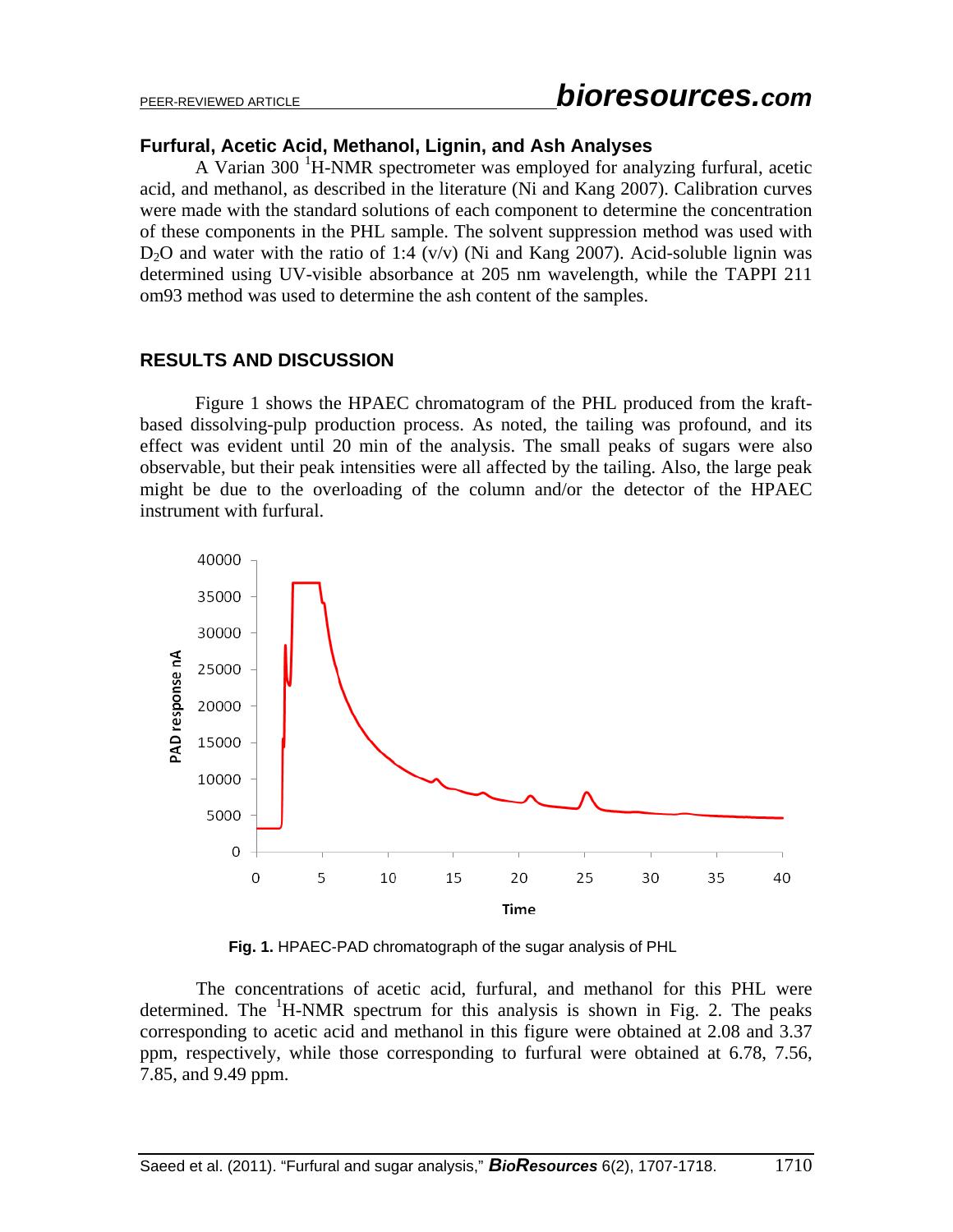### Furfural, Acetic Acid, Methanol, Lignin, and Ash Analyses

A Varian 300 $^1$H-NMR spectrometer was employed for analyzing furfural, acetic acid, and methanol, as described in the literature (Ni and Kang 2007). Calibration curves were made with the standard solutions of each component to determine the concentration of these components in the PHL sample. The solvent suppression method was used with $D_2O$ and water with the ratio of 1:4 (v/v) (Ni and Kang 2007). Acid-soluble lignin was determined using UV-visible absorbance at 205 nm wavelength, while the TAPPI 211 om93 method was used to determine the ash content of the samples.

## RESULTS AND DISCUSSION

Figure 1 shows the HPAEC chromatogram of the PHL produced from the kraft-based dissolving-pulp production process. As noted, the tailing was profound, and its effect was evident until 20 min of the analysis. The small peaks of sugars were also observable, but their peak intensities were all affected by the tailing. Also, the large peak might be due to the overloading of the column and/or the detector of the HPAEC instrument with furfural.

**Fig. 1.** HPAEC-PAD chromatograph of the sugar analysis of PHL

The concentrations of acetic acid, furfural, and methanol for this PHL were determined. The $^1$H-NMR spectrum for this analysis is shown in Fig. 2. The peaks corresponding to acetic acid and methanol in this figure were obtained at 2.08 and 3.37 ppm, respectively, while those corresponding to furfural were obtained at 6.78, 7.56, 7.85, and 9.49 ppm.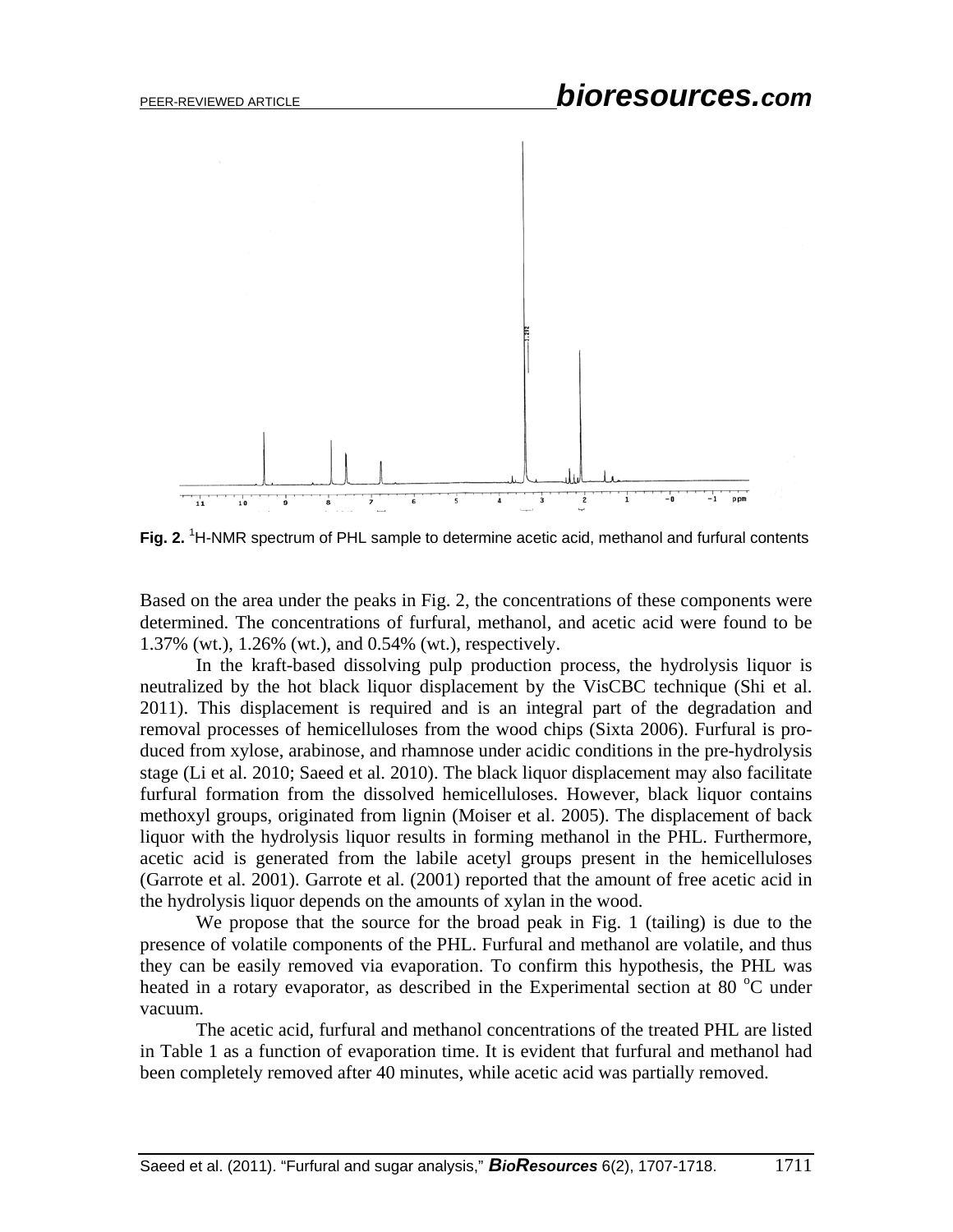**Fig. 2.** $^1$H-NMR spectrum of PHL sample to determine acetic acid, methanol and furfural contents

Based on the area under the peaks in Fig. 2, the concentrations of these components were determined. The concentrations of furfural, methanol, and acetic acid were found to be 1.37% (wt.), 1.26% (wt.), and 0.54% (wt.), respectively.

In the kraft-based dissolving pulp production process, the hydrolysis liquor is neutralized by the hot black liquor displacement by the VisCBC technique (Shi et al. 2011). This displacement is required and is an integral part of the degradation and removal processes of hemicelluloses from the wood chips (Sixta 2006). Furfural is produced from xylose, arabinose, and rhamnose under acidic conditions in the pre-hydrolysis stage (Li et al. 2010; Saeed et al. 2010). The black liquor displacement may also facilitate furfural formation from the dissolved hemicelluloses. However, black liquor contains methoxyl groups, originated from lignin (Moiser et al. 2005). The displacement of back liquor with the hydrolysis liquor results in forming methanol in the PHL. Furthermore, acetic acid is generated from the labile acetyl groups present in the hemicelluloses (Garrote et al. 2001). Garrote et al. (2001) reported that the amount of free acetic acid in the hydrolysis liquor depends on the amounts of xylan in the wood.

We propose that the source for the broad peak in Fig. 1 (tailing) is due to the presence of volatile components of the PHL. Furfural and methanol are volatile, and thus they can be easily removed via evaporation. To confirm this hypothesis, the PHL was heated in a rotary evaporator, as described in the Experimental section at 80 $^{o}$C under vacuum.

The acetic acid, furfural and methanol concentrations of the treated PHL are listed in Table 1 as a function of evaporation time. It is evident that furfural and methanol had been completely removed after 40 minutes, while acetic acid was partially removed.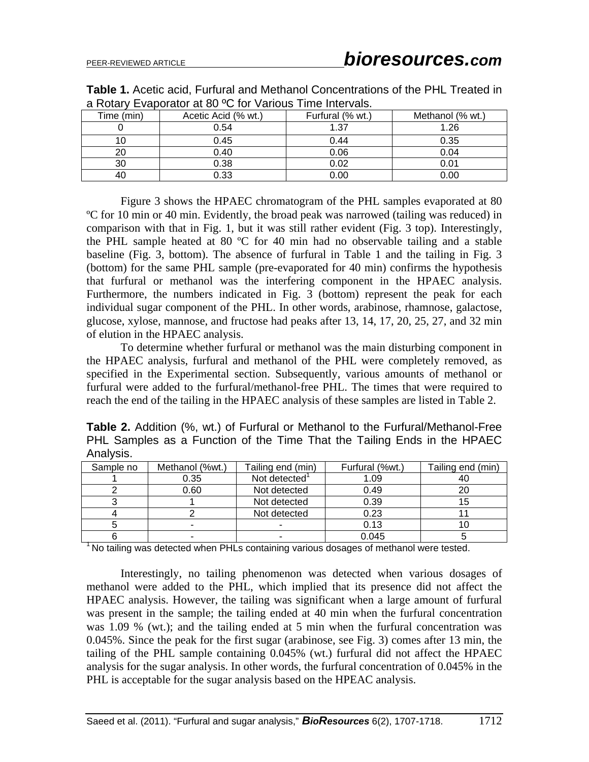**Table 1.** Acetic acid, Furfural and Methanol Concentrations of the PHL Treated in a Rotary Evaporator at 80 ºC for Various Time Intervals.

| Time (min) | Acetic Acid (% wt.) | Furfural (% wt.) | Methanol (% wt.) |
|---|---|---|---|
| 0 | 0.54 | 1.37 | 1.26 |
| 10 | 0.45 | 0.44 | 0.35 |
| 20 | 0.40 | 0.06 | 0.04 |
| 30 | 0.38 | 0.02 | 0.01 |
| 40 | 0.33 | 0.00 | 0.00 |

Figure 3 shows the HPAEC chromatogram of the PHL samples evaporated at 80 ºC for 10 min or 40 min. Evidently, the broad peak was narrowed (tailing was reduced) in comparison with that in Fig. 1, but it was still rather evident (Fig. 3 top). Interestingly, the PHL sample heated at 80 ºC for 40 min had no observable tailing and a stable baseline (Fig. 3, bottom). The absence of furfural in Table 1 and the tailing in Fig. 3 (bottom) for the same PHL sample (pre-evaporated for 40 min) confirms the hypothesis that furfural or methanol was the interfering component in the HPAEC analysis. Furthermore, the numbers indicated in Fig. 3 (bottom) represent the peak for each individual sugar component of the PHL. In other words, arabinose, rhamnose, galactose, glucose, xylose, mannose, and fructose had peaks after 13, 14, 17, 20, 25, 27, and 32 min of elution in the HPAEC analysis.

To determine whether furfural or methanol was the main disturbing component in the HPAEC analysis, furfural and methanol of the PHL were completely removed, as specified in the Experimental section. Subsequently, various amounts of methanol or furfural were added to the furfural/methanol-free PHL. The times that were required to reach the end of the tailing in the HPAEC analysis of these samples are listed in Table 2.

**Table 2.** Addition (%, wt.) of Furfural or Methanol to the Furfural/Methanol-Free PHL Samples as a Function of the Time That the Tailing Ends in the HPAEC Analysis.

| Sample no | Methanol (%wt.) | Tailing end (min) | Furfural (%wt.) | Tailing end (min) |
|---|---|---|---|---|
| 1 | 0.35 | Not detected[1] | 1.09 | 40 |
| 2 | 0.60 | Not detected | 0.49 | 20 |
| 3 | 1 | Not detected | 0.39 | 15 |
| 4 | 2 | Not detected | 0.23 | 11 |
| 5 | - | - | 0.13 | 10 |
| 6 | - | - | 0.045 | 5 |

[1] No tailing was detected when PHLs containing various dosages of methanol were tested.

Interestingly, no tailing phenomenon was detected when various dosages of methanol were added to the PHL, which implied that its presence did not affect the HPAEC analysis. However, the tailing was significant when a large amount of furfural was present in the sample; the tailing ended at 40 min when the furfural concentration was 1.09 % (wt.); and the tailing ended at 5 min when the furfural concentration was 0.045%. Since the peak for the first sugar (arabinose, see Fig. 3) comes after 13 min, the tailing of the PHL sample containing 0.045% (wt.) furfural did not affect the HPAEC analysis for the sugar analysis. In other words, the furfural concentration of 0.045% in the PHL is acceptable for the sugar analysis based on the HPEAC analysis.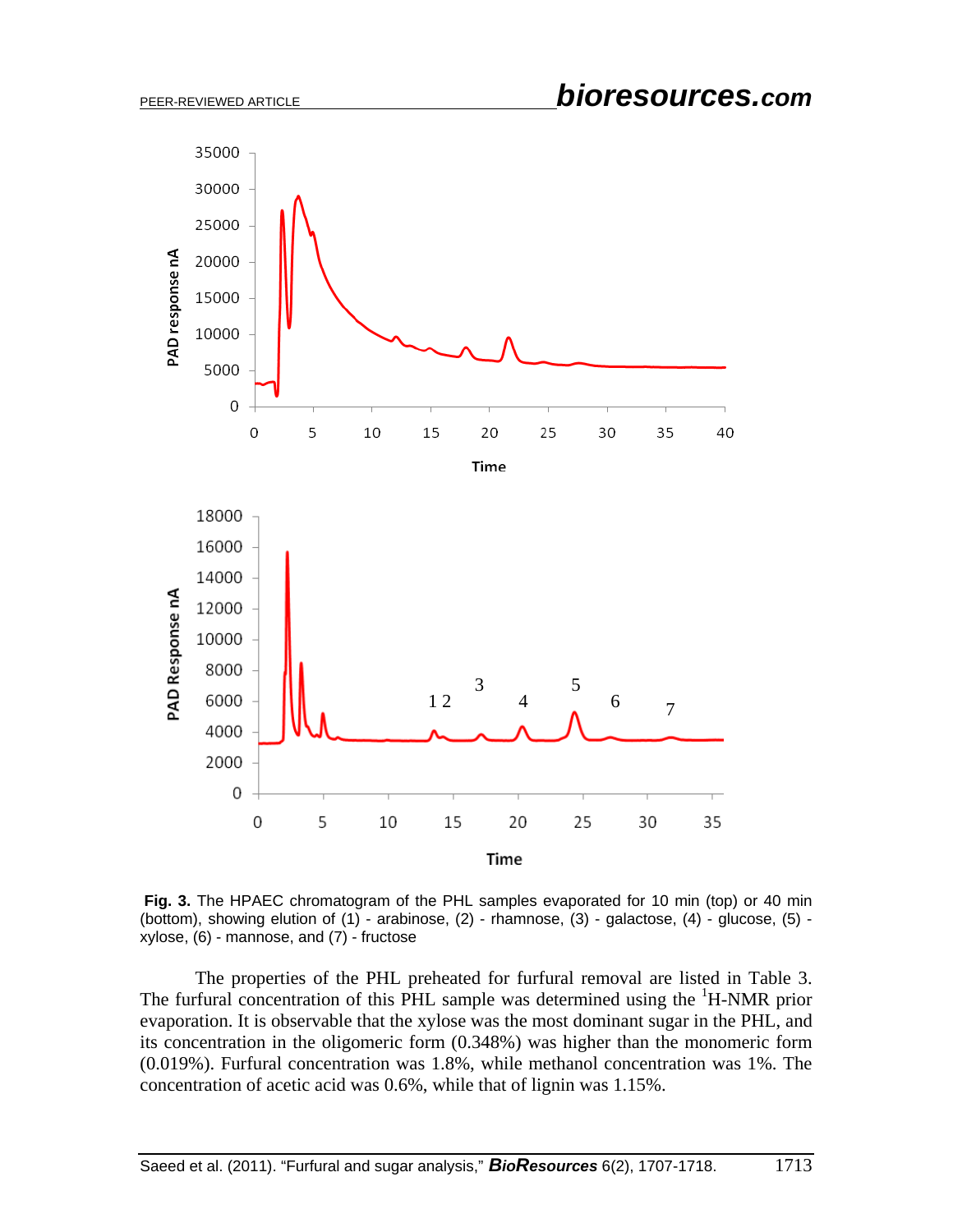**Fig. 3.** The HPAEC chromatogram of the PHL samples evaporated for 10 min (top) or 40 min (bottom), showing elution of (1) - arabinose, (2) - rhamnose, (3) - galactose, (4) - glucose, (5) - xylose, (6) - mannose, and (7) - fructose

The properties of the PHL preheated for furfural removal are listed in Table 3. The furfural concentration of this PHL sample was determined using the [1]H-NMR prior evaporation. It is observable that the xylose was the most dominant sugar in the PHL, and its concentration in the oligomeric form (0.348%) was higher than the monomeric form (0.019%). Furfural concentration was 1.8%, while methanol concentration was 1%. The concentration of acetic acid was 0.6%, while that of lignin was 1.15%.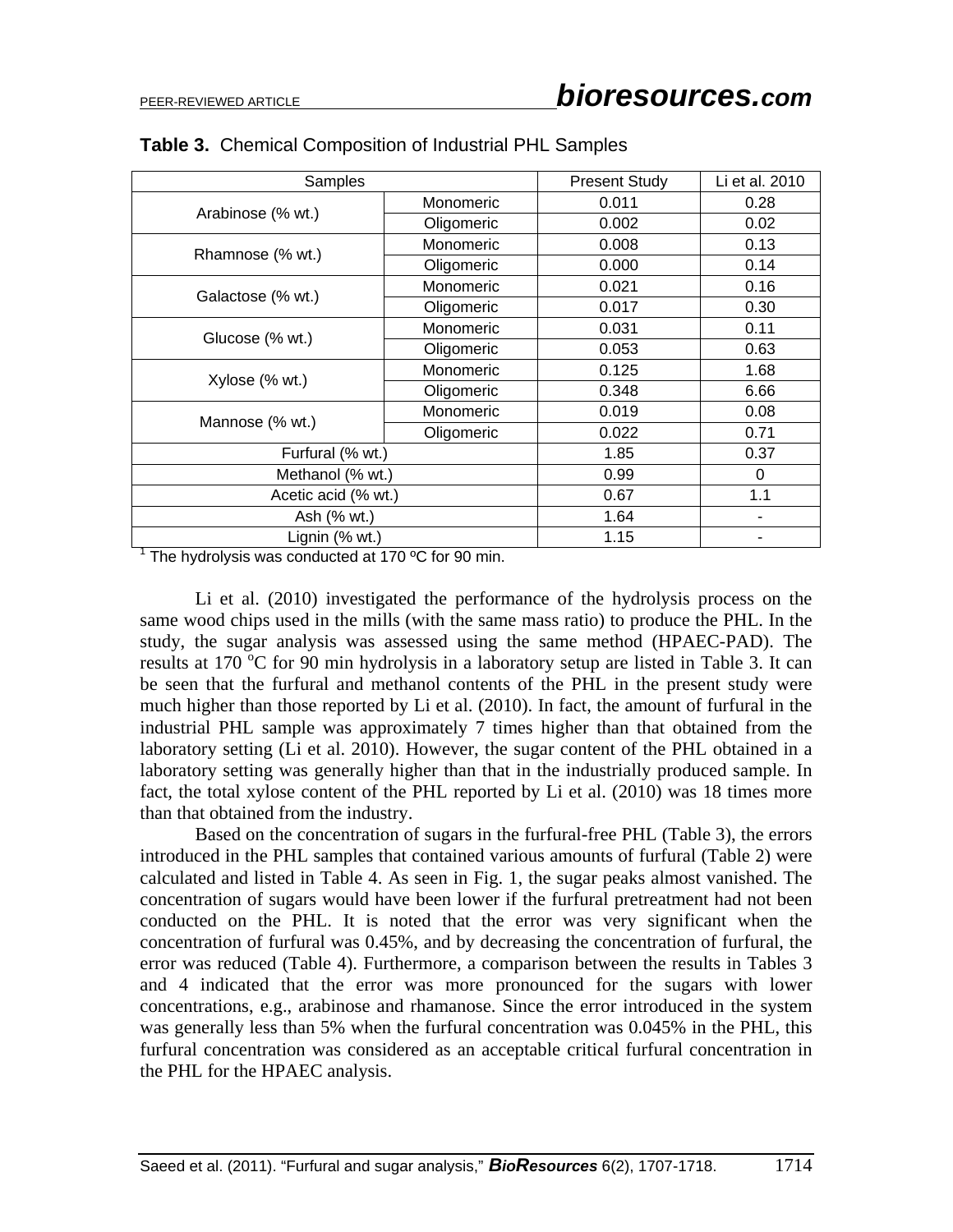**Table 3.** Chemical Composition of Industrial PHL Samples

| Samples | | Present Study | Li et al. 2010 |
|---|---|---|---|
| Arabinose (% wt.) | Monomeric | 0.011 | 0.28 |
| | Oligomeric | 0.002 | 0.02 |
| Rhamnose (% wt.) | Monomeric | 0.008 | 0.13 |
| | Oligomeric | 0.000 | 0.14 |
| Galactose (% wt.) | Monomeric | 0.021 | 0.16 |
| | Oligomeric | 0.017 | 0.30 |
| Glucose (% wt.) | Monomeric | 0.031 | 0.11 |
| | Oligomeric | 0.053 | 0.63 |
| Xylose (% wt.) | Monomeric | 0.125 | 1.68 |
| | Oligomeric | 0.348 | 6.66 |
| Mannose (% wt.) | Monomeric | 0.019 | 0.08 |
| | Oligomeric | 0.022 | 0.71 |
| Furfural (% wt.) | | 1.85 | 0.37 |
| Methanol (% wt.) | | 0.99 | 0 |
| Acetic acid (% wt.) | | 0.67 | 1.1 |
| Ash (% wt.) | | 1.64 | - |
| Lignin (% wt.) | | 1.15 | - |

[1] The hydrolysis was conducted at 170 ºC for 90 min.

Li et al. (2010) investigated the performance of the hydrolysis process on the same wood chips used in the mills (with the same mass ratio) to produce the PHL. In the study, the sugar analysis was assessed using the same method (HPAEC-PAD). The results at 170 °C for 90 min hydrolysis in a laboratory setup are listed in Table 3. It can be seen that the furfural and methanol contents of the PHL in the present study were much higher than those reported by Li et al. (2010). In fact, the amount of furfural in the industrial PHL sample was approximately 7 times higher than that obtained from the laboratory setting (Li et al. 2010). However, the sugar content of the PHL obtained in a laboratory setting was generally higher than that in the industrially produced sample. In fact, the total xylose content of the PHL reported by Li et al. (2010) was 18 times more than that obtained from the industry.

Based on the concentration of sugars in the furfural-free PHL (Table 3), the errors introduced in the PHL samples that contained various amounts of furfural (Table 2) were calculated and listed in Table 4. As seen in Fig. 1, the sugar peaks almost vanished. The concentration of sugars would have been lower if the furfural pretreatment had not been conducted on the PHL. It is noted that the error was very significant when the concentration of furfural was 0.45%, and by decreasing the concentration of furfural, the error was reduced (Table 4). Furthermore, a comparison between the results in Tables 3 and 4 indicated that the error was more pronounced for the sugars with lower concentrations, e.g., arabinose and rhamanose. Since the error introduced in the system was generally less than 5% when the furfural concentration was 0.045% in the PHL, this furfural concentration was considered as an acceptable critical furfural concentration in the PHL for the HPAEC analysis.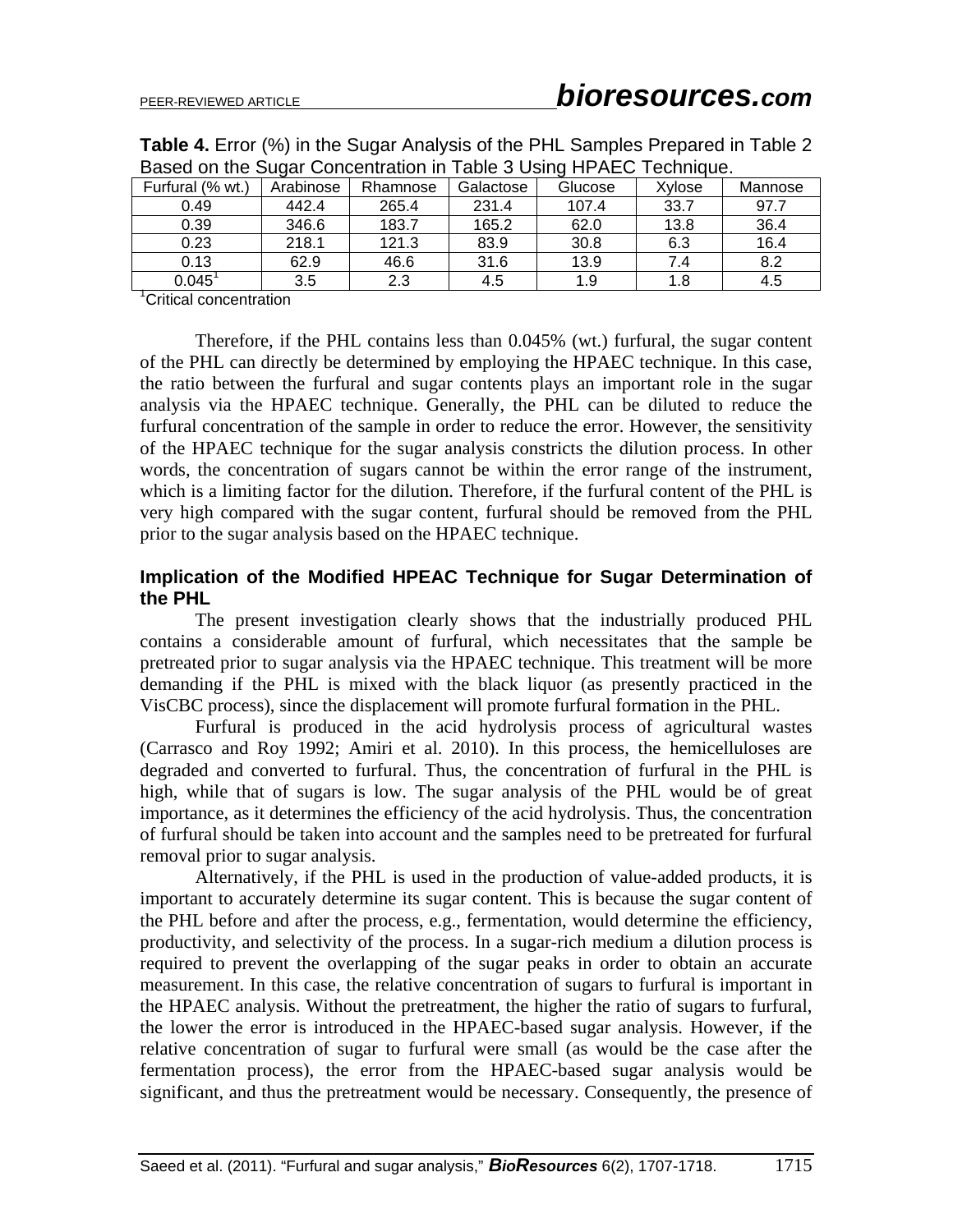**Table 4.** Error (%) in the Sugar Analysis of the PHL Samples Prepared in Table 2 Based on the Sugar Concentration in Table 3 Using HPAEC Technique.

| Furfural (% wt.) | Arabinose | Rhamnose | Galactose | Glucose | Xylose | Mannose |
|---|---|---|---|---|---|---|
| 0.49 | 442.4 | 265.4 | 231.4 | 107.4 | 33.7 | 97.7 |
| 0.39 | 346.6 | 183.7 | 165.2 | 62.0 | 13.8 | 36.4 |
| 0.23 | 218.1 | 121.3 | 83.9 | 30.8 | 6.3 | 16.4 |
| 0.13 | 62.9 | 46.6 | 31.6 | 13.9 | 7.4 | 8.2 |
| 0.045[1] | 3.5 | 2.3 | 4.5 | 1.9 | 1.8 | 4.5 |

[1]Critical concentration

Therefore, if the PHL contains less than 0.045% (wt.) furfural, the sugar content of the PHL can directly be determined by employing the HPAEC technique. In this case, the ratio between the furfural and sugar contents plays an important role in the sugar analysis via the HPAEC technique. Generally, the PHL can be diluted to reduce the furfural concentration of the sample in order to reduce the error. However, the sensitivity of the HPAEC technique for the sugar analysis constricts the dilution process. In other words, the concentration of sugars cannot be within the error range of the instrument, which is a limiting factor for the dilution. Therefore, if the furfural content of the PHL is very high compared with the sugar content, furfural should be removed from the PHL prior to the sugar analysis based on the HPAEC technique.

### Implication of the Modified HPEAC Technique for Sugar Determination of the PHL

The present investigation clearly shows that the industrially produced PHL contains a considerable amount of furfural, which necessitates that the sample be pretreated prior to sugar analysis via the HPAEC technique. This treatment will be more demanding if the PHL is mixed with the black liquor (as presently practiced in the VisCBC process), since the displacement will promote furfural formation in the PHL.

Furfural is produced in the acid hydrolysis process of agricultural wastes (Carrasco and Roy 1992; Amiri et al. 2010). In this process, the hemicelluloses are degraded and converted to furfural. Thus, the concentration of furfural in the PHL is high, while that of sugars is low. The sugar analysis of the PHL would be of great importance, as it determines the efficiency of the acid hydrolysis. Thus, the concentration of furfural should be taken into account and the samples need to be pretreated for furfural removal prior to sugar analysis.

Alternatively, if the PHL is used in the production of value-added products, it is important to accurately determine its sugar content. This is because the sugar content of the PHL before and after the process, e.g., fermentation, would determine the efficiency, productivity, and selectivity of the process. In a sugar-rich medium a dilution process is required to prevent the overlapping of the sugar peaks in order to obtain an accurate measurement. In this case, the relative concentration of sugars to furfural is important in the HPAEC analysis. Without the pretreatment, the higher the ratio of sugars to furfural, the lower the error is introduced in the HPAEC-based sugar analysis. However, if the relative concentration of sugar to furfural were small (as would be the case after the fermentation process), the error from the HPAEC-based sugar analysis would be significant, and thus the pretreatment would be necessary. Consequently, the presence of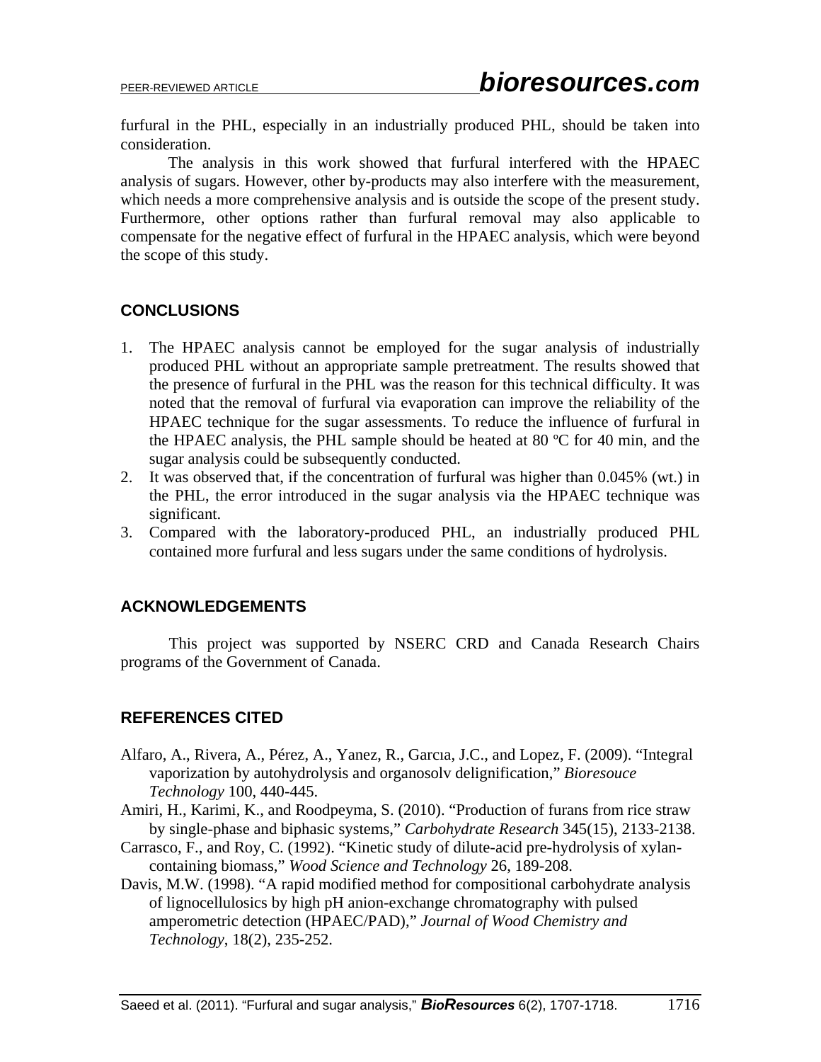furfural in the PHL, especially in an industrially produced PHL, should be taken into consideration.

The analysis in this work showed that furfural interfered with the HPAEC analysis of sugars. However, other by-products may also interfere with the measurement, which needs a more comprehensive analysis and is outside the scope of the present study. Furthermore, other options rather than furfural removal may also applicable to compensate for the negative effect of furfural in the HPAEC analysis, which were beyond the scope of this study.

## CONCLUSIONS

1. The HPAEC analysis cannot be employed for the sugar analysis of industrially produced PHL without an appropriate sample pretreatment. The results showed that the presence of furfural in the PHL was the reason for this technical difficulty. It was noted that the removal of furfural via evaporation can improve the reliability of the HPAEC technique for the sugar assessments. To reduce the influence of furfural in the HPAEC analysis, the PHL sample should be heated at 80 ºC for 40 min, and the sugar analysis could be subsequently conducted.
2. It was observed that, if the concentration of furfural was higher than 0.045% (wt.) in the PHL, the error introduced in the sugar analysis via the HPAEC technique was significant.
3. Compared with the laboratory-produced PHL, an industrially produced PHL contained more furfural and less sugars under the same conditions of hydrolysis.

## ACKNOWLEDGEMENTS

This project was supported by NSERC CRD and Canada Research Chairs programs of the Government of Canada.

## REFERENCES CITED

Alfaro, A., Rivera, A., Pérez, A., Yanez, R., Garcıa, J.C., and Lopez, F. (2009). "Integral vaporization by autohydrolysis and organosolv delignification," *Bioresouce Technology* 100, 440-445.

Amiri, H., Karimi, K., and Roodpeyma, S. (2010). "Production of furans from rice straw by single-phase and biphasic systems," *Carbohydrate Research* 345(15), 2133-2138.

Carrasco, F., and Roy, C. (1992). "Kinetic study of dilute-acid pre-hydrolysis of xylan-containing biomass," *Wood Science and Technology* 26, 189-208.

Davis, M.W. (1998). "A rapid modified method for compositional carbohydrate analysis of lignocellulosics by high pH anion-exchange chromatography with pulsed amperometric detection (HPAEC/PAD)," *Journal of Wood Chemistry and Technology*, 18(2), 235-252.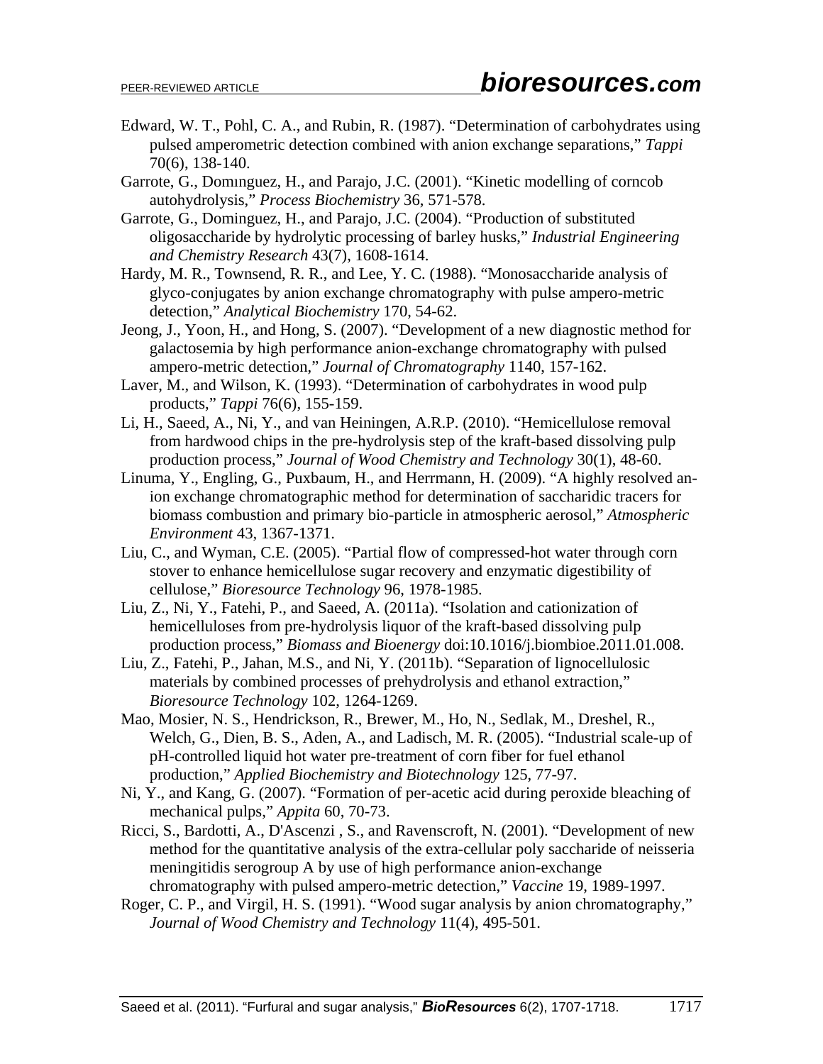Edward, W. T., Pohl, C. A., and Rubin, R. (1987). "Determination of carbohydrates using pulsed amperometric detection combined with anion exchange separations," *Tappi* 70(6), 138-140.

Garrote, G., Domınguez, H., and Parajo, J.C. (2001). "Kinetic modelling of corncob autohydrolysis," *Process Biochemistry* 36, 571-578.

Garrote, G., Dominguez, H., and Parajo, J.C. (2004). "Production of substituted oligosaccharide by hydrolytic processing of barley husks," *Industrial Engineering and Chemistry Research* 43(7), 1608-1614.

Hardy, M. R., Townsend, R. R., and Lee, Y. C. (1988). "Monosaccharide analysis of glyco-conjugates by anion exchange chromatography with pulse ampero-metric detection," *Analytical Biochemistry* 170, 54-62.

Jeong, J., Yoon, H., and Hong, S. (2007). "Development of a new diagnostic method for galactosemia by high performance anion-exchange chromatography with pulsed ampero-metric detection," *Journal of Chromatography* 1140, 157-162.

Laver, M., and Wilson, K. (1993). "Determination of carbohydrates in wood pulp products," *Tappi* 76(6), 155-159.

Li, H., Saeed, A., Ni, Y., and van Heiningen, A.R.P. (2010). "Hemicellulose removal from hardwood chips in the pre-hydrolysis step of the kraft-based dissolving pulp production process," *Journal of Wood Chemistry and Technology* 30(1), 48-60.

Linuma, Y., Engling, G., Puxbaum, H., and Herrmann, H. (2009). "A highly resolved anion exchange chromatographic method for determination of saccharidic tracers for biomass combustion and primary bio-particle in atmospheric aerosol," *Atmospheric Environment* 43, 1367-1371.

Liu, C., and Wyman, C.E. (2005). "Partial flow of compressed-hot water through corn stover to enhance hemicellulose sugar recovery and enzymatic digestibility of cellulose," *Bioresource Technology* 96, 1978-1985.

Liu, Z., Ni, Y., Fatehi, P., and Saeed, A. (2011a). "Isolation and cationization of hemicelluloses from pre-hydrolysis liquor of the kraft-based dissolving pulp production process," *Biomass and Bioenergy* doi:10.1016/j.biombioe.2011.01.008.

Liu, Z., Fatehi, P., Jahan, M.S., and Ni, Y. (2011b). "Separation of lignocellulosic materials by combined processes of prehydrolysis and ethanol extraction," *Bioresource Technology* 102, 1264-1269.

Mao, Mosier, N. S., Hendrickson, R., Brewer, M., Ho, N., Sedlak, M., Dreshel, R., Welch, G., Dien, B. S., Aden, A., and Ladisch, M. R. (2005). "Industrial scale-up of pH-controlled liquid hot water pre-treatment of corn fiber for fuel ethanol production," *Applied Biochemistry and Biotechnology* 125, 77-97.

Ni, Y., and Kang, G. (2007). "Formation of per-acetic acid during peroxide bleaching of mechanical pulps," *Appita* 60, 70-73.

Ricci, S., Bardotti, A., D'Ascenzi , S., and Ravenscroft, N. (2001). "Development of new method for the quantitative analysis of the extra-cellular poly saccharide of neisseria meningitidis serogroup A by use of high performance anion-exchange chromatography with pulsed ampero-metric detection," *Vaccine* 19, 1989-1997.

Roger, C. P., and Virgil, H. S. (1991). "Wood sugar analysis by anion chromatography," *Journal of Wood Chemistry and Technology* 11(4), 495-501.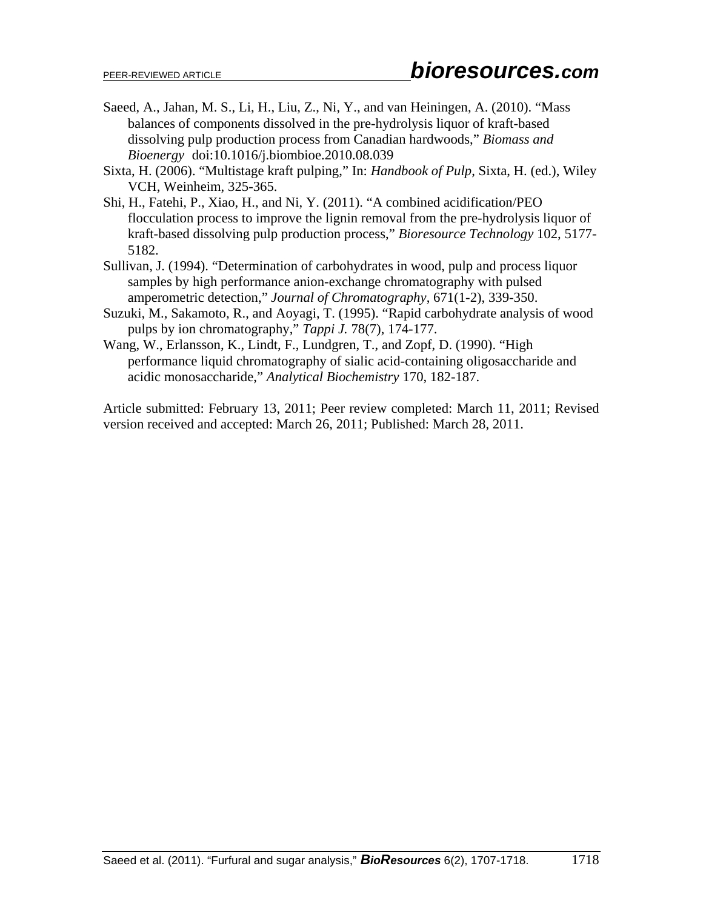Saeed, A., Jahan, M. S., Li, H., Liu, Z., Ni, Y., and van Heiningen, A. (2010). "Mass balances of components dissolved in the pre-hydrolysis liquor of kraft-based dissolving pulp production process from Canadian hardwoods," *Biomass and Bioenergy* doi:10.1016/j.biombioe.2010.08.039

Sixta, H. (2006). "Multistage kraft pulping," In: *Handbook of Pulp*, Sixta, H. (ed.), Wiley VCH, Weinheim, 325-365.

Shi, H., Fatehi, P., Xiao, H., and Ni, Y. (2011). "A combined acidification/PEO flocculation process to improve the lignin removal from the pre-hydrolysis liquor of kraft-based dissolving pulp production process," *Bioresource Technology* 102, 5177-5182.

Sullivan, J. (1994). "Determination of carbohydrates in wood, pulp and process liquor samples by high performance anion-exchange chromatography with pulsed amperometric detection," *Journal of Chromatography*, 671(1-2), 339-350.

Suzuki, M., Sakamoto, R., and Aoyagi, T. (1995). "Rapid carbohydrate analysis of wood pulps by ion chromatography," *Tappi J.* 78(7), 174-177.

Wang, W., Erlansson, K., Lindt, F., Lundgren, T., and Zopf, D. (1990). "High performance liquid chromatography of sialic acid-containing oligosaccharide and acidic monosaccharide," *Analytical Biochemistry* 170, 182-187.

Article submitted: February 13, 2011; Peer review completed: March 11, 2011; Revised version received and accepted: March 26, 2011; Published: March 28, 2011.